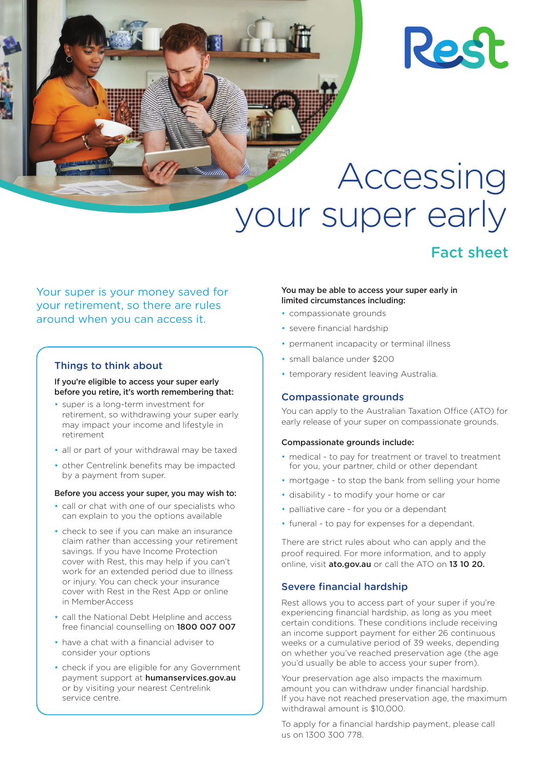Rest

# Accessing your super early

## Fact sheet

Your super is your money saved for your retirement, so there are rules around when you can access it.

### Things to think about

**If you're eligible to access your super early before you retire, it's worth remembering that:**

- super is a long-term investment for retirement, so withdrawing your super early may impact your income and lifestyle in retirement
- all or part of your withdrawal may be taxed
- other Centrelink benefits may be impacted by a payment from super.

**Before you access your super, you may wish to:**

- call or chat with one of our specialists who can explain to you the options available
- check to see if you can make an insurance claim rather than accessing your retirement savings. If you have Income Protection cover with Rest, this may help if you can't work for an extended period due to illness or injury. You can check your insurance cover with Rest in the Rest App or online in MemberAccess
- call the National Debt Helpline and access free financial counselling on **1800 007 007**
- have a chat with a financial adviser to consider your options
- check if you are eligible for any Government payment support at **humanservices.gov.au** or by visiting your nearest Centrelink service centre.

**You may be able to access your super early in limited circumstances including:**

- compassionate grounds
- severe financial hardship
- permanent incapacity or terminal illness
- small balance under $200
- temporary resident leaving Australia.

### Compassionate grounds

You can apply to the Australian Taxation Office (ATO) for early release of your super on compassionate grounds.

**Compassionate grounds include:**

- medical - to pay for treatment or travel to treatment for you, your partner, child or other dependant
- mortgage - to stop the bank from selling your home
- disability - to modify your home or car
- palliative care - for you or a dependant
- funeral - to pay for expenses for a dependant.

There are strict rules about who can apply and the proof required. For more information, and to apply online, visit **ato.gov.au** or call the ATO on **13 10 20.**

### Severe financial hardship

Rest allows you to access part of your super if you're experiencing financial hardship, as long as you meet certain conditions. These conditions include receiving an income support payment for either 26 continuous weeks or a cumulative period of 39 weeks, depending on whether you've reached preservation age (the age you'd usually be able to access your super from).

Your preservation age also impacts the maximum amount you can withdraw under financial hardship. If you have not reached preservation age, the maximum withdrawal amount is $10,000.

To apply for a financial hardship payment, please call us on 1300 300 778.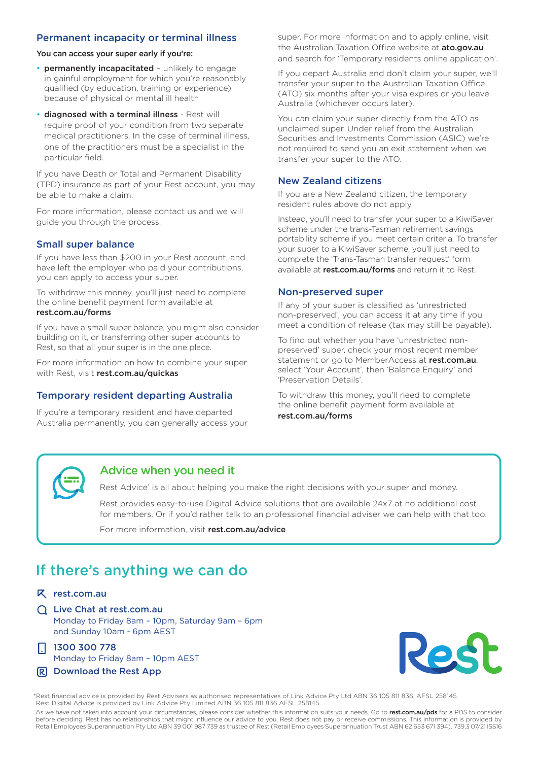## Permanent incapacity or terminal illness

**You can access your super early if you're:**

- **permanently incapacitated** – unlikely to engage in gainful employment for which you're reasonably qualified (by education, training or experience) because of physical or mental ill health
- **diagnosed with a terminal illness** - Rest will require proof of your condition from two separate medical practitioners. In the case of terminal illness, one of the practitioners must be a specialist in the particular field.

If you have Death or Total and Permanent Disability (TPD) insurance as part of your Rest account, you may be able to make a claim.

For more information, please contact us and we will guide you through the process.

## Small super balance

If you have less than $200 in your Rest account, and have left the employer who paid your contributions, you can apply to access your super.

To withdraw this money, you'll just need to complete the online benefit payment form available at **rest.com.au/forms**

If you have a small super balance, you might also consider building on it, or transferring other super accounts to Rest, so that all your super is in the one place.

For more information on how to combine your super with Rest, visit **rest.com.au/quickas**

## Temporary resident departing Australia

If you're a temporary resident and have departed Australia permanently, you can generally access your super. For more information and to apply online, visit the Australian Taxation Office website at **ato.gov.au** and search for 'Temporary residents online application'.

If you depart Australia and don't claim your super, we'll transfer your super to the Australian Taxation Office (ATO) six months after your visa expires or you leave Australia (whichever occurs later).

You can claim your super directly from the ATO as unclaimed super. Under relief from the Australian Securities and Investments Commission (ASIC) we're not required to send you an exit statement when we transfer your super to the ATO.

## New Zealand citizens

If you are a New Zealand citizen, the temporary resident rules above do not apply.

Instead, you'll need to transfer your super to a KiwiSaver scheme under the trans-Tasman retirement savings portability scheme if you meet certain criteria. To transfer your super to a KiwiSaver scheme, you'll just need to complete the 'Trans-Tasman transfer request' form available at **rest.com.au/forms** and return it to Rest.

## Non-preserved super

If any of your super is classified as 'unrestricted non-preserved', you can access it at any time if you meet a condition of release (tax may still be payable).

To find out whether you have 'unrestricted non-preserved' super, check your most recent member statement or go to MemberAccess at **rest.com.au**, select 'Your Account', then 'Balance Enquiry' and 'Preservation Details'.

To withdraw this money, you'll need to complete the online benefit payment form available at **rest.com.au/forms**

## Advice when you need it

Rest Advice* is all about helping you make the right decisions with your super and money.

Rest provides easy-to-use Digital Advice solutions that are available 24x7 at no additional cost for members. Or if you'd rather talk to an professional financial adviser we can help with that too.

For more information, visit **rest.com.au/advice**

# If there's anything we can do

- **rest.com.au**
- **Live Chat at rest.com.au**
  Monday to Friday 8am – 10pm, Saturday 9am – 6pm and Sunday 10am - 6pm AEST
- **1300 300 778**
  Monday to Friday 8am – 10pm AEST
- **Download the Rest App**

Rest

*Rest financial advice is provided by Rest Advisers as authorised representatives of Link Advice Pty Ltd ABN 36 105 811 836, AFSL 258145. Rest Digital Advice is provided by Link Advice Pty Limited ABN 36 105 811 836 AFSL 258145.

As we have not taken into account your circumstances, please consider whether this information suits your needs. Go to **rest.com.au/pds** for a PDS to consider before deciding. Rest has no relationships that might influence our advice to you. Rest does not pay or receive commissions. This information is provided by Retail Employees Superannuation Pty Ltd ABN 39 001 987 739 as trustee of Rest (Retail Employees Superannuation Trust ABN 62 653 671 394). 739.3 07/21 ISS16